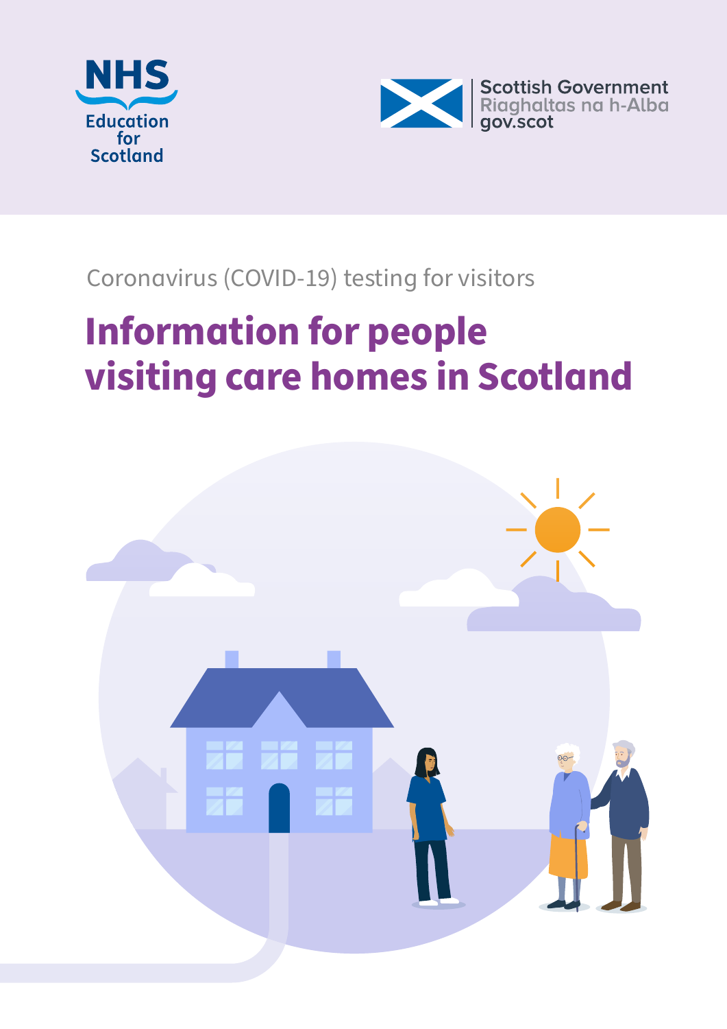NHS Education for Scotland

Scottish Government
Riaghaltas na h-Alba
gov.scot

Coronavirus (COVID-19) testing for visitors

# Information for people visiting care homes in Scotland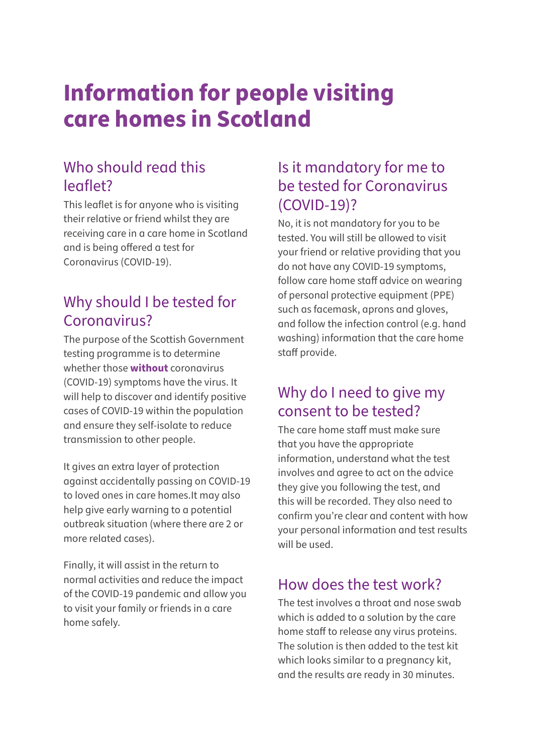# Information for people visiting care homes in Scotland

## Who should read this leaflet?

This leaflet is for anyone who is visiting their relative or friend whilst they are receiving care in a care home in Scotland and is being offered a test for Coronavirus (COVID-19).

## Why should I be tested for Coronavirus?

The purpose of the Scottish Government testing programme is to determine whether those **without** coronavirus (COVID-19) symptoms have the virus. It will help to discover and identify positive cases of COVID-19 within the population and ensure they self-isolate to reduce transmission to other people.

It gives an extra layer of protection against accidentally passing on COVID-19 to loved ones in care homes.It may also help give early warning to a potential outbreak situation (where there are 2 or more related cases).

Finally, it will assist in the return to normal activities and reduce the impact of the COVID-19 pandemic and allow you to visit your family or friends in a care home safely.

## Is it mandatory for me to be tested for Coronavirus (COVID-19)?

No, it is not mandatory for you to be tested. You will still be allowed to visit your friend or relative providing that you do not have any COVID-19 symptoms, follow care home staff advice on wearing of personal protective equipment (PPE) such as facemask, aprons and gloves, and follow the infection control (e.g. hand washing) information that the care home staff provide.

## Why do I need to give my consent to be tested?

The care home staff must make sure that you have the appropriate information, understand what the test involves and agree to act on the advice they give you following the test, and this will be recorded. They also need to confirm you're clear and content with how your personal information and test results will be used.

## How does the test work?

The test involves a throat and nose swab which is added to a solution by the care home staff to release any virus proteins. The solution is then added to the test kit which looks similar to a pregnancy kit, and the results are ready in 30 minutes.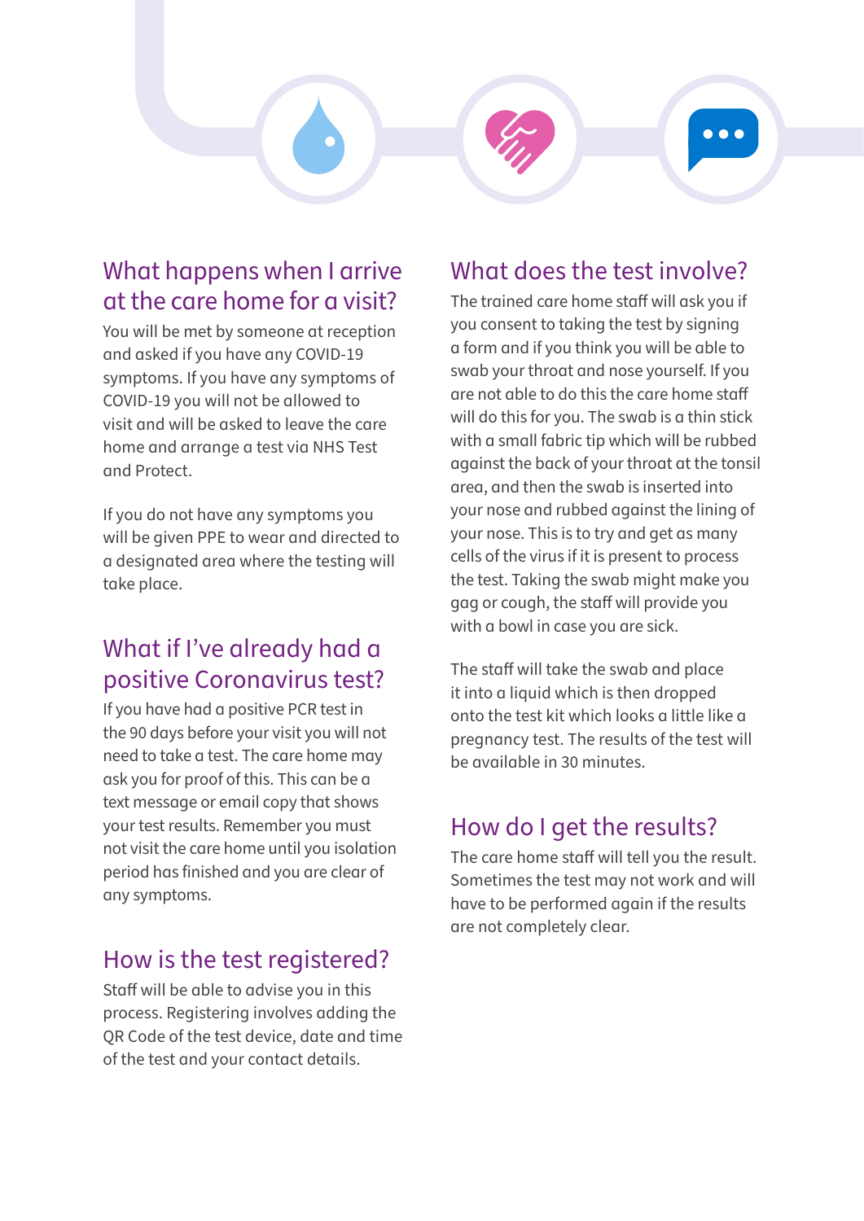## What happens when I arrive at the care home for a visit?

You will be met by someone at reception and asked if you have any COVID-19 symptoms. If you have any symptoms of COVID-19 you will not be allowed to visit and will be asked to leave the care home and arrange a test via NHS Test and Protect.

If you do not have any symptoms you will be given PPE to wear and directed to a designated area where the testing will take place.

## What if I've already had a positive Coronavirus test?

If you have had a positive PCR test in the 90 days before your visit you will not need to take a test. The care home may ask you for proof of this. This can be a text message or email copy that shows your test results. Remember you must not visit the care home until you isolation period has finished and you are clear of any symptoms.

## How is the test registered?

Staff will be able to advise you in this process. Registering involves adding the QR Code of the test device, date and time of the test and your contact details.

## What does the test involve?

The trained care home staff will ask you if you consent to taking the test by signing a form and if you think you will be able to swab your throat and nose yourself. If you are not able to do this the care home staff will do this for you. The swab is a thin stick with a small fabric tip which will be rubbed against the back of your throat at the tonsil area, and then the swab is inserted into your nose and rubbed against the lining of your nose. This is to try and get as many cells of the virus if it is present to process the test. Taking the swab might make you gag or cough, the staff will provide you with a bowl in case you are sick.

The staff will take the swab and place it into a liquid which is then dropped onto the test kit which looks a little like a pregnancy test. The results of the test will be available in 30 minutes.

## How do I get the results?

The care home staff will tell you the result. Sometimes the test may not work and will have to be performed again if the results are not completely clear.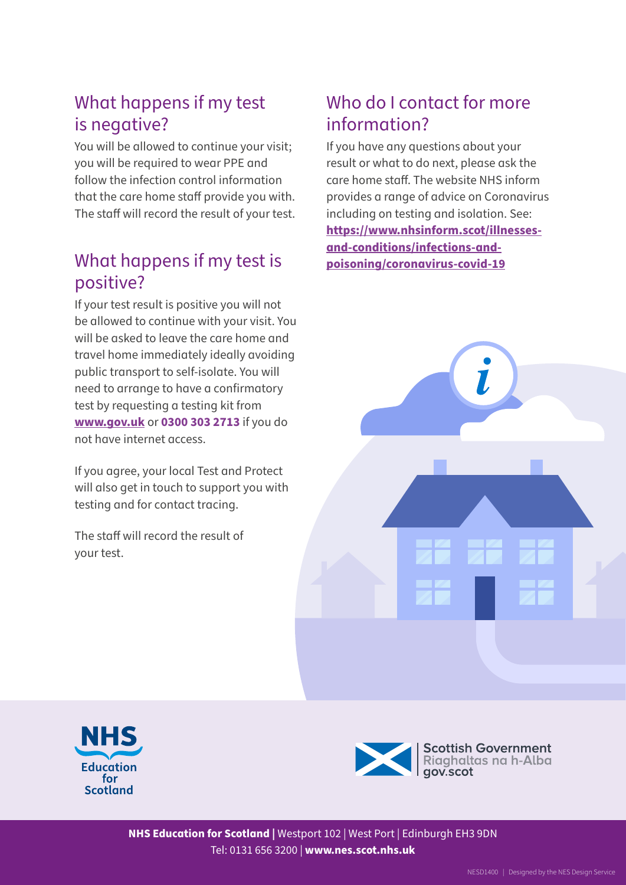## What happens if my test is negative?

You will be allowed to continue your visit; you will be required to wear PPE and follow the infection control information that the care home staff provide you with. The staff will record the result of your test.

## What happens if my test is positive?

If your test result is positive you will not be allowed to continue with your visit. You will be asked to leave the care home and travel home immediately ideally avoiding public transport to self-isolate. You will need to arrange to have a confirmatory test by requesting a testing kit from **www.gov.uk** or **0300 303 2713** if you do not have internet access.

If you agree, your local Test and Protect will also get in touch to support you with testing and for contact tracing.

The staff will record the result of your test.

## Who do I contact for more information?

If you have any questions about your result or what to do next, please ask the care home staff. The website NHS inform provides a range of advice on Coronavirus including on testing and isolation. See: **https://www.nhsinform.scot/illnesses-and-conditions/infections-and-poisoning/coronavirus-covid-19**

NHS Education for Scotland

Scottish Government
Riaghaltas na h-Alba
gov.scot

**NHS Education for Scotland |** Westport 102 | West Port | Edinburgh EH3 9DN
Tel: 0131 656 3200 | **www.nes.scot.nhs.uk**

NESD1400 | Designed by the NES Design Service